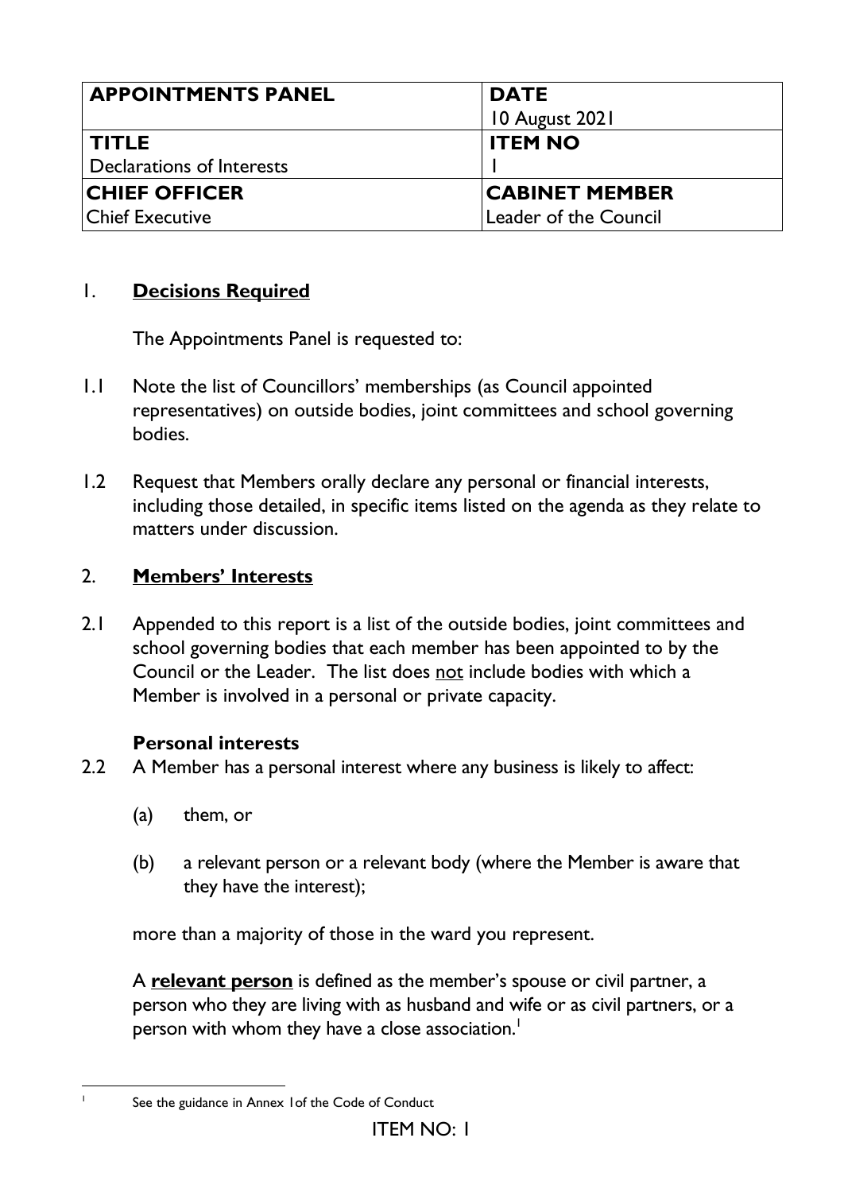| APPOINTMENTS PANEL | DATE<br>10 August 2021 |
| --- | --- |
| **TITLE**<br>Declarations of Interests | **ITEM NO**<br>1 |
| **CHIEF OFFICER**<br>Chief Executive | **CABINET MEMBER**<br>Leader of the Council |

## 1. Decisions Required

The Appointments Panel is requested to:

1.1 Note the list of Councillors' memberships (as Council appointed representatives) on outside bodies, joint committees and school governing bodies.

1.2 Request that Members orally declare any personal or financial interests, including those detailed, in specific items listed on the agenda as they relate to matters under discussion.

## 2. Members' Interests

2.1 Appended to this report is a list of the outside bodies, joint committees and school governing bodies that each member has been appointed to by the Council or the Leader. The list does not include bodies with which a Member is involved in a personal or private capacity.

### Personal interests

2.2 A Member has a personal interest where any business is likely to affect:

(a) them, or

(b) a relevant person or a relevant body (where the Member is aware that they have the interest);

more than a majority of those in the ward you represent.

A **relevant person** is defined as the member's spouse or civil partner, a person who they are living with as husband and wife or as civil partners, or a person with whom they have a close association.[1]

[1] See the guidance in Annex 1of the Code of Conduct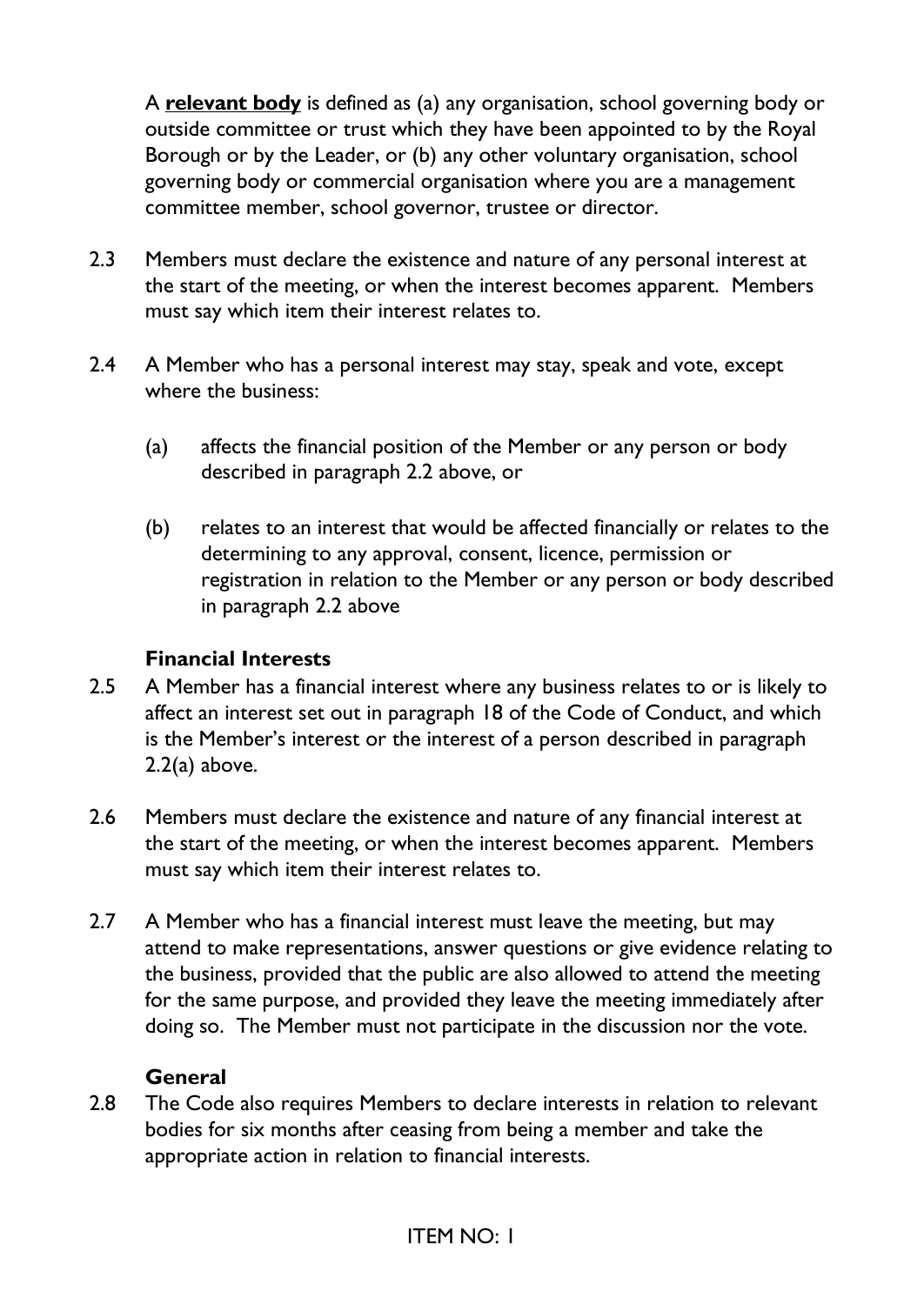A **relevant body** is defined as (a) any organisation, school governing body or outside committee or trust which they have been appointed to by the Royal Borough or by the Leader, or (b) any other voluntary organisation, school governing body or commercial organisation where you are a management committee member, school governor, trustee or director.

2.3 Members must declare the existence and nature of any personal interest at the start of the meeting, or when the interest becomes apparent. Members must say which item their interest relates to.

2.4 A Member who has a personal interest may stay, speak and vote, except where the business:

(a) affects the financial position of the Member or any person or body described in paragraph 2.2 above, or

(b) relates to an interest that would be affected financially or relates to the determining to any approval, consent, licence, permission or registration in relation to the Member or any person or body described in paragraph 2.2 above

**Financial Interests**

2.5 A Member has a financial interest where any business relates to or is likely to affect an interest set out in paragraph 18 of the Code of Conduct, and which is the Member's interest or the interest of a person described in paragraph 2.2(a) above.

2.6 Members must declare the existence and nature of any financial interest at the start of the meeting, or when the interest becomes apparent. Members must say which item their interest relates to.

2.7 A Member who has a financial interest must leave the meeting, but may attend to make representations, answer questions or give evidence relating to the business, provided that the public are also allowed to attend the meeting for the same purpose, and provided they leave the meeting immediately after doing so. The Member must not participate in the discussion nor the vote.

**General**

2.8 The Code also requires Members to declare interests in relation to relevant bodies for six months after ceasing from being a member and take the appropriate action in relation to financial interests.

ITEM NO: 1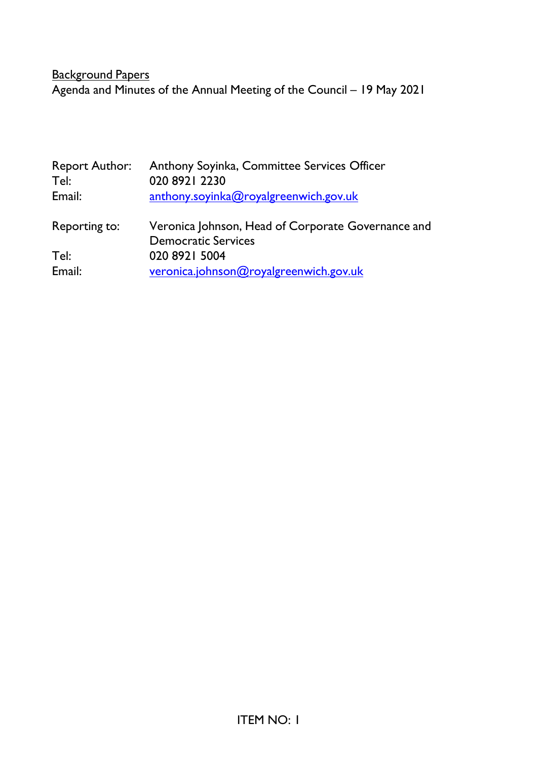Background Papers

Agenda and Minutes of the Annual Meeting of the Council – 19 May 2021

| | |
|---|---|
| Report Author: | Anthony Soyinka, Committee Services Officer |
| Tel: | 020 8921 2230 |
| Email: | anthony.soyinka@royalgreenwich.gov.uk |
| | |
| Reporting to: | Veronica Johnson, Head of Corporate Governance and Democratic Services |
| Tel: | 020 8921 5004 |
| Email: | veronica.johnson@royalgreenwich.gov.uk |

ITEM NO: 1